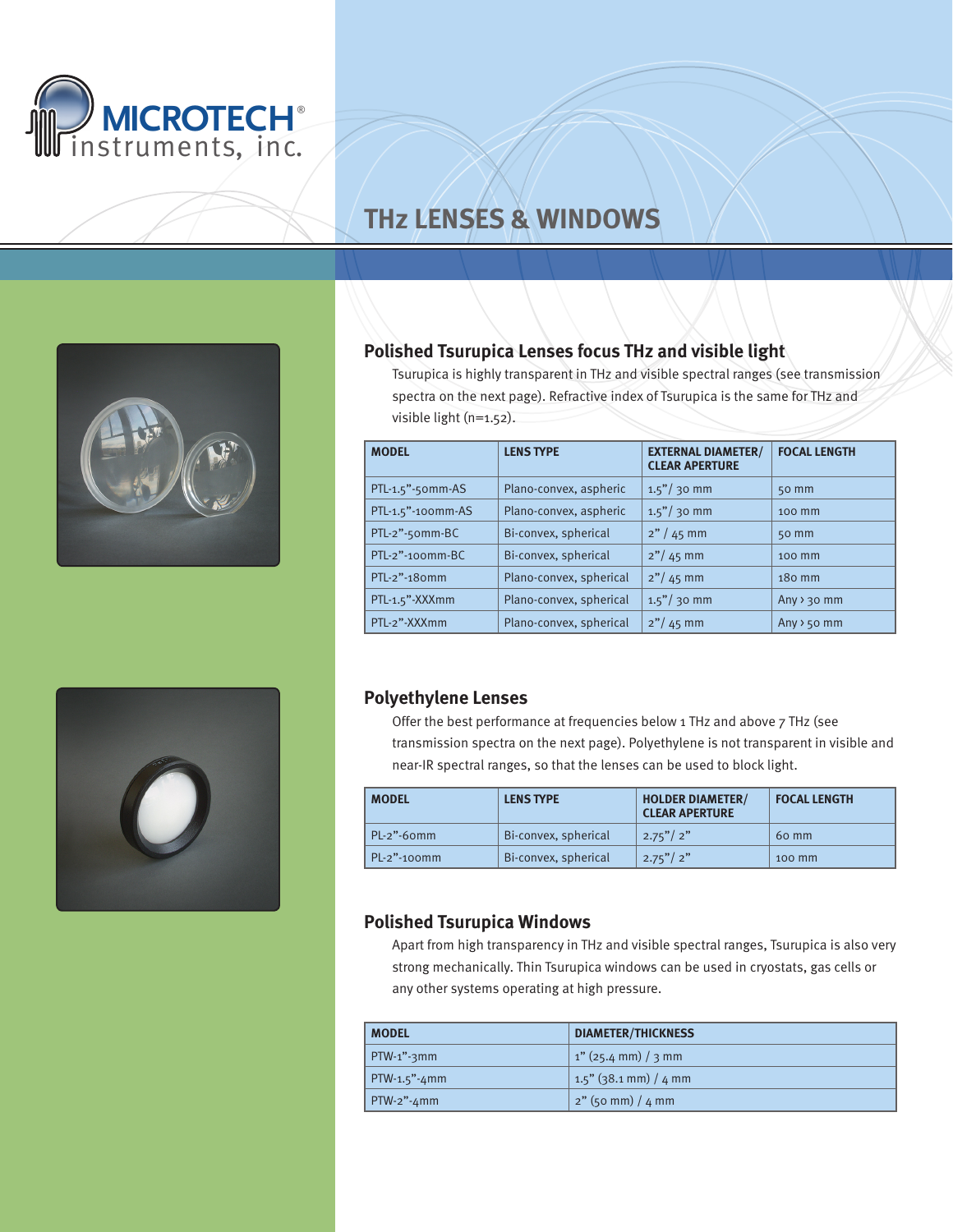MICROTECH® instruments, inc.

# THz LENSES & WINDOWS

## Polished Tsurupica Lenses focus THz and visible light

Tsurupica is highly transparent in THz and visible spectral ranges (see transmission spectra on the next page). Refractive index of Tsurupica is the same for THz and visible light (n=1.52).

| MODEL | LENS TYPE | EXTERNAL DIAMETER/ CLEAR APERTURE | FOCAL LENGTH |
|---|---|---|---|
| PTL-1.5"-50mm-AS | Plano-convex, aspheric | 1.5"/ 30 mm | 50 mm |
| PTL-1.5"-100mm-AS | Plano-convex, aspheric | 1.5"/ 30 mm | 100 mm |
| PTL-2"-50mm-BC | Bi-convex, spherical | 2" / 45 mm | 50 mm |
| PTL-2"-100mm-BC | Bi-convex, spherical | 2"/ 45 mm | 100 mm |
| PTL-2"-180mm | Plano-convex, spherical | 2"/ 45 mm | 180 mm |
| PTL-1.5"-XXXmm | Plano-convex, spherical | 1.5"/ 30 mm | Any > 30 mm |
| PTL-2"-XXXmm | Plano-convex, spherical | 2"/ 45 mm | Any > 50 mm |

## Polyethylene Lenses

Offer the best performance at frequencies below 1 THz and above 7 THz (see transmission spectra on the next page). Polyethylene is not transparent in visible and near-IR spectral ranges, so that the lenses can be used to block light.

| MODEL | LENS TYPE | HOLDER DIAMETER/ CLEAR APERTURE | FOCAL LENGTH |
|---|---|---|---|
| PL-2"-60mm | Bi-convex, spherical | 2.75"/ 2" | 60 mm |
| PL-2"-100mm | Bi-convex, spherical | 2.75"/ 2" | 100 mm |

## Polished Tsurupica Windows

Apart from high transparency in THz and visible spectral ranges, Tsurupica is also very strong mechanically. Thin Tsurupica windows can be used in cryostats, gas cells or any other systems operating at high pressure.

| MODEL | DIAMETER/THICKNESS |
|---|---|
| PTW-1"-3mm | 1" (25.4 mm) / 3 mm |
| PTW-1.5"-4mm | 1.5" (38.1 mm) / 4 mm |
| PTW-2"-4mm | 2" (50 mm) / 4 mm |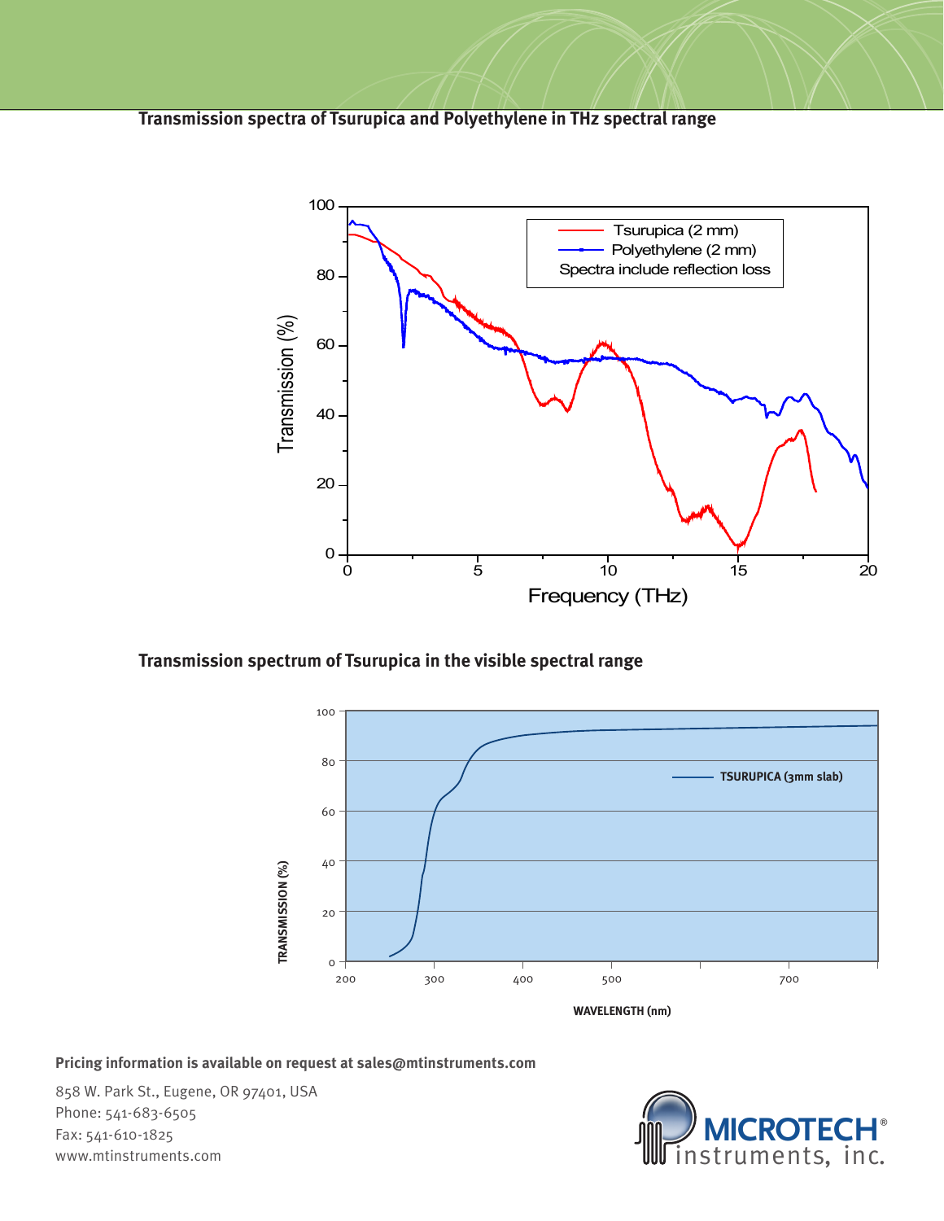## Transmission spectra of Tsurupica and Polyethylene in THz spectral range

Transmission (%)

100
80
60
40
20
0

0
5
10
15
20

Frequency (THz)

Tsurupica (2 mm)
Polyethylene (2 mm)
Spectra include reflection loss

## Transmission spectrum of Tsurupica in the visible spectral range

TRANSMISSION (%)

100
80
60
40
20
0

200
300
400
500
700

WAVELENGTH (nm)

TSURUPICA (3mm slab)

**Pricing information is available on request at sales@mtinstruments.com**

858 W. Park St., Eugene, OR 97401, USA
Phone: 541-683-6505
Fax: 541-610-1825
www.mtinstruments.com

MICROTECH® instruments, inc.